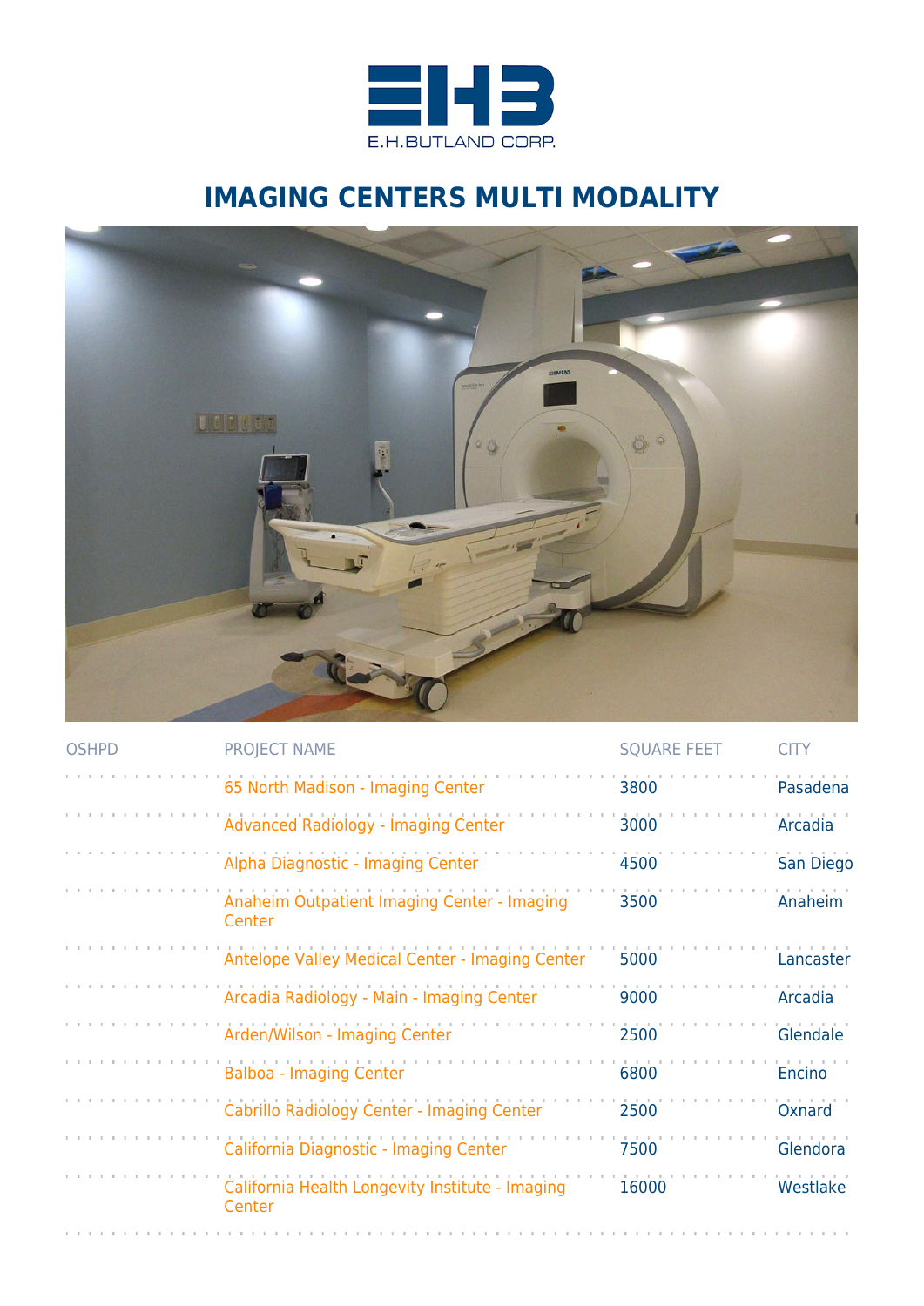E.H.BUTLAND CORP.

# IMAGING CENTERS MULTI MODALITY

| OSHPD | PROJECT NAME | SQUARE FEET | CITY |
|---|---|---|---|
| | 65 North Madison - Imaging Center | 3800 | Pasadena |
| | Advanced Radiology - Imaging Center | 3000 | Arcadia |
| | Alpha Diagnostic - Imaging Center | 4500 | San Diego |
| | Anaheim Outpatient Imaging Center - Imaging Center | 3500 | Anaheim |
| | Antelope Valley Medical Center - Imaging Center | 5000 | Lancaster |
| | Arcadia Radiology - Main - Imaging Center | 9000 | Arcadia |
| | Arden/Wilson - Imaging Center | 2500 | Glendale |
| | Balboa - Imaging Center | 6800 | Encino |
| | Cabrillo Radiology Center - Imaging Center | 2500 | Oxnard |
| | California Diagnostic - Imaging Center | 7500 | Glendora |
| | California Health Longevity Institute - Imaging Center | 16000 | Westlake |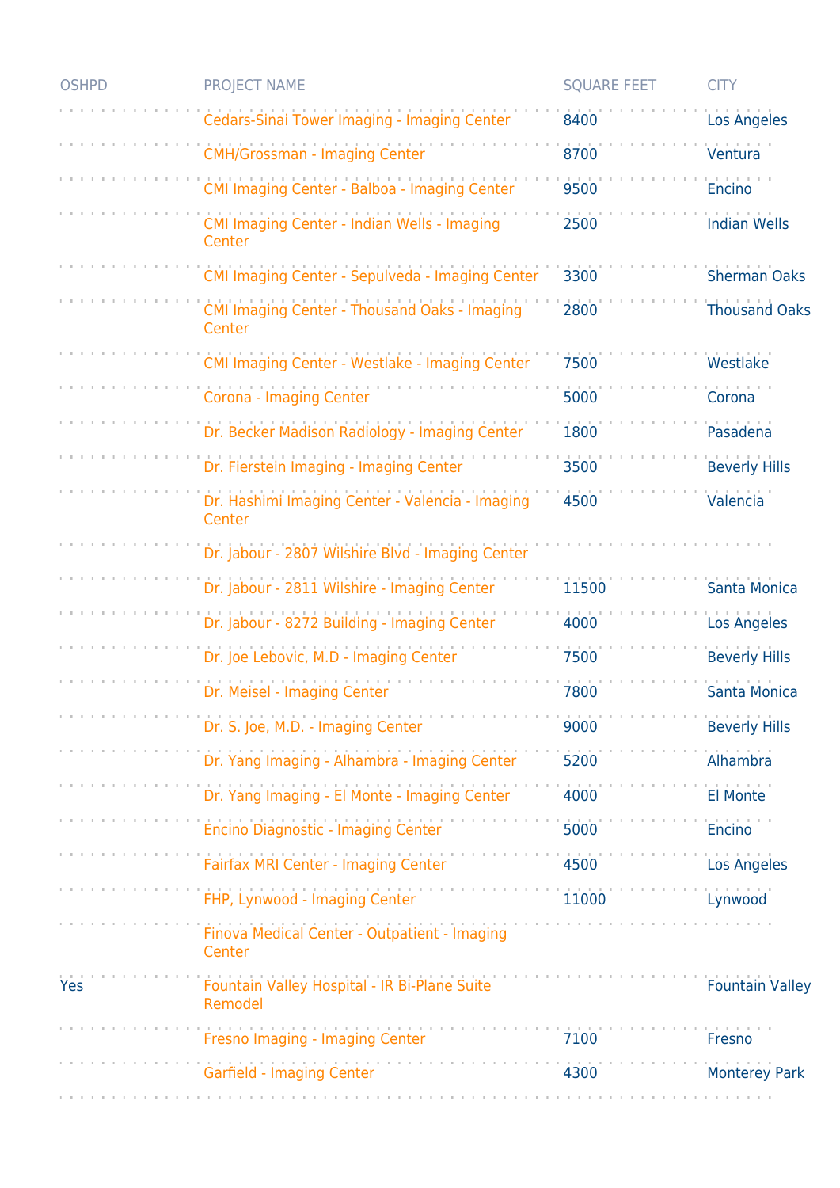| OSHPD | PROJECT NAME | SQUARE FEET | CITY |
|---|---|---|---|
| | Cedars-Sinai Tower Imaging - Imaging Center | 8400 | Los Angeles |
| | CMH/Grossman - Imaging Center | 8700 | Ventura |
| | CMI Imaging Center - Balboa - Imaging Center | 9500 | Encino |
| | CMI Imaging Center - Indian Wells - Imaging Center | 2500 | Indian Wells |
| | CMI Imaging Center - Sepulveda - Imaging Center | 3300 | Sherman Oaks |
| | CMI Imaging Center - Thousand Oaks - Imaging Center | 2800 | Thousand Oaks |
| | CMI Imaging Center - Westlake - Imaging Center | 7500 | Westlake |
| | Corona - Imaging Center | 5000 | Corona |
| | Dr. Becker Madison Radiology - Imaging Center | 1800 | Pasadena |
| | Dr. Fierstein Imaging - Imaging Center | 3500 | Beverly Hills |
| | Dr. Hashimi Imaging Center - Valencia - Imaging Center | 4500 | Valencia |
| | Dr. Jabour - 2807 Wilshire Blvd - Imaging Center | | |
| | Dr. Jabour - 2811 Wilshire - Imaging Center | 11500 | Santa Monica |
| | Dr. Jabour - 8272 Building - Imaging Center | 4000 | Los Angeles |
| | Dr. Joe Lebovic, M.D - Imaging Center | 7500 | Beverly Hills |
| | Dr. Meisel - Imaging Center | 7800 | Santa Monica |
| | Dr. S. Joe, M.D. - Imaging Center | 9000 | Beverly Hills |
| | Dr. Yang Imaging - Alhambra - Imaging Center | 5200 | Alhambra |
| | Dr. Yang Imaging - El Monte - Imaging Center | 4000 | El Monte |
| | Encino Diagnostic - Imaging Center | 5000 | Encino |
| | Fairfax MRI Center - Imaging Center | 4500 | Los Angeles |
| | FHP, Lynwood - Imaging Center | 11000 | Lynwood |
| | Finova Medical Center - Outpatient - Imaging Center | | |
| Yes | Fountain Valley Hospital - IR Bi-Plane Suite Remodel | | Fountain Valley |
| | Fresno Imaging - Imaging Center | 7100 | Fresno |
| | Garfield - Imaging Center | 4300 | Monterey Park |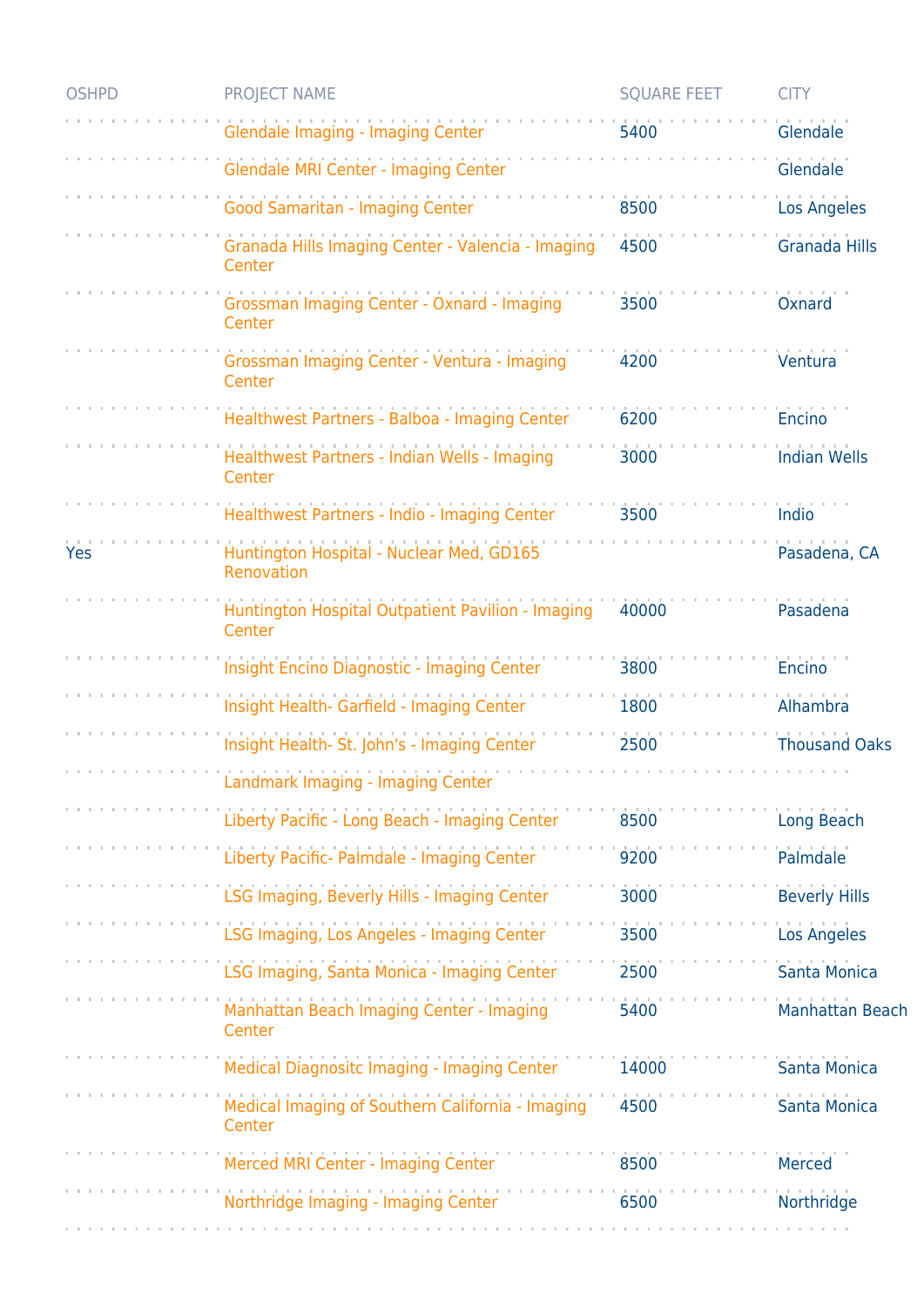| OSHPD | PROJECT NAME | SQUARE FEET | CITY |
|---|---|---|---|
| | Glendale Imaging - Imaging Center | 5400 | Glendale |
| | Glendale MRI Center - Imaging Center | | Glendale |
| | Good Samaritan - Imaging Center | 8500 | Los Angeles |
| | Granada Hills Imaging Center - Valencia - Imaging Center | 4500 | Granada Hills |
| | Grossman Imaging Center - Oxnard - Imaging Center | 3500 | Oxnard |
| | Grossman Imaging Center - Ventura - Imaging Center | 4200 | Ventura |
| | Healthwest Partners - Balboa - Imaging Center | 6200 | Encino |
| | Healthwest Partners - Indian Wells - Imaging Center | 3000 | Indian Wells |
| | Healthwest Partners - Indio - Imaging Center | 3500 | Indio |
| Yes | Huntington Hospital - Nuclear Med, GD165 Renovation | | Pasadena, CA |
| | Huntington Hospital Outpatient Pavilion - Imaging Center | 40000 | Pasadena |
| | Insight Encino Diagnostic - Imaging Center | 3800 | Encino |
| | Insight Health- Garfield - Imaging Center | 1800 | Alhambra |
| | Insight Health- St. John's - Imaging Center | 2500 | Thousand Oaks |
| | Landmark Imaging - Imaging Center | | |
| | Liberty Pacific - Long Beach - Imaging Center | 8500 | Long Beach |
| | Liberty Pacific- Palmdale - Imaging Center | 9200 | Palmdale |
| | LSG Imaging, Beverly Hills - Imaging Center | 3000 | Beverly Hills |
| | LSG Imaging, Los Angeles - Imaging Center | 3500 | Los Angeles |
| | LSG Imaging, Santa Monica - Imaging Center | 2500 | Santa Monica |
| | Manhattan Beach Imaging Center - Imaging Center | 5400 | Manhattan Beach |
| | Medical Diagnositc Imaging - Imaging Center | 14000 | Santa Monica |
| | Medical Imaging of Southern California - Imaging Center | 4500 | Santa Monica |
| | Merced MRI Center - Imaging Center | 8500 | Merced |
| | Northridge Imaging - Imaging Center | 6500 | Northridge |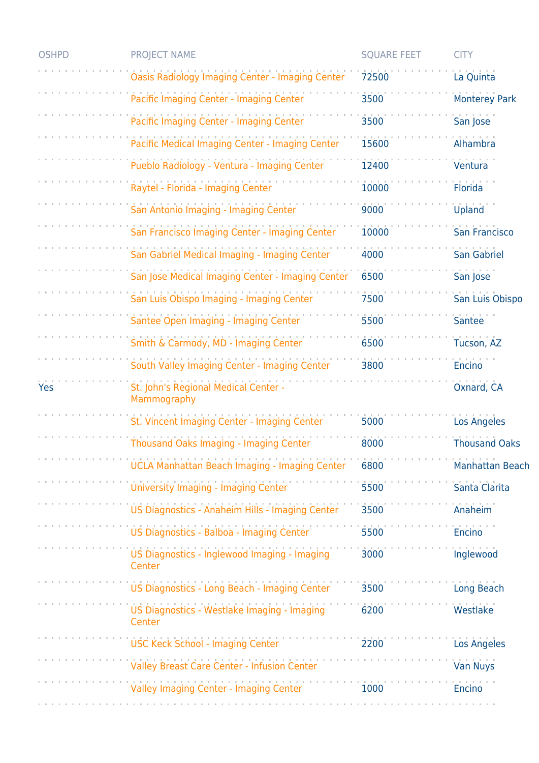| OSHPD | PROJECT NAME | SQUARE FEET | CITY |
|---|---|---|---|
| | Oasis Radiology Imaging Center - Imaging Center | 72500 | La Quinta |
| | Pacific Imaging Center - Imaging Center | 3500 | Monterey Park |
| | Pacific Imaging Center - Imaging Center | 3500 | San Jose |
| | Pacific Medical Imaging Center - Imaging Center | 15600 | Alhambra |
| | Pueblo Radiology - Ventura - Imaging Center | 12400 | Ventura |
| | Raytel - Florida - Imaging Center | 10000 | Florida |
| | San Antonio Imaging - Imaging Center | 9000 | Upland |
| | San Francisco Imaging Center - Imaging Center | 10000 | San Francisco |
| | San Gabriel Medical Imaging - Imaging Center | 4000 | San Gabriel |
| | San Jose Medical Imaging Center - Imaging Center | 6500 | San Jose |
| | San Luis Obispo Imaging - Imaging Center | 7500 | San Luis Obispo |
| | Santee Open Imaging - Imaging Center | 5500 | Santee |
| | Smith & Carmody, MD - Imaging Center | 6500 | Tucson, AZ |
| | South Valley Imaging Center - Imaging Center | 3800 | Encino |
| Yes | St. John's Regional Medical Center - Mammography | | Oxnard, CA |
| | St. Vincent Imaging Center - Imaging Center | 5000 | Los Angeles |
| | Thousand Oaks Imaging - Imaging Center | 8000 | Thousand Oaks |
| | UCLA Manhattan Beach Imaging - Imaging Center | 6800 | Manhattan Beach |
| | University Imaging - Imaging Center | 5500 | Santa Clarita |
| | US Diagnostics - Anaheim Hills - Imaging Center | 3500 | Anaheim |
| | US Diagnostics - Balboa - Imaging Center | 5500 | Encino |
| | US Diagnostics - Inglewood Imaging - Imaging Center | 3000 | Inglewood |
| | US Diagnostics - Long Beach - Imaging Center | 3500 | Long Beach |
| | US Diagnostics - Westlake Imaging - Imaging Center | 6200 | Westlake |
| | USC Keck School - Imaging Center | 2200 | Los Angeles |
| | Valley Breast Care Center - Infusion Center | | Van Nuys |
| | Valley Imaging Center - Imaging Center | 1000 | Encino |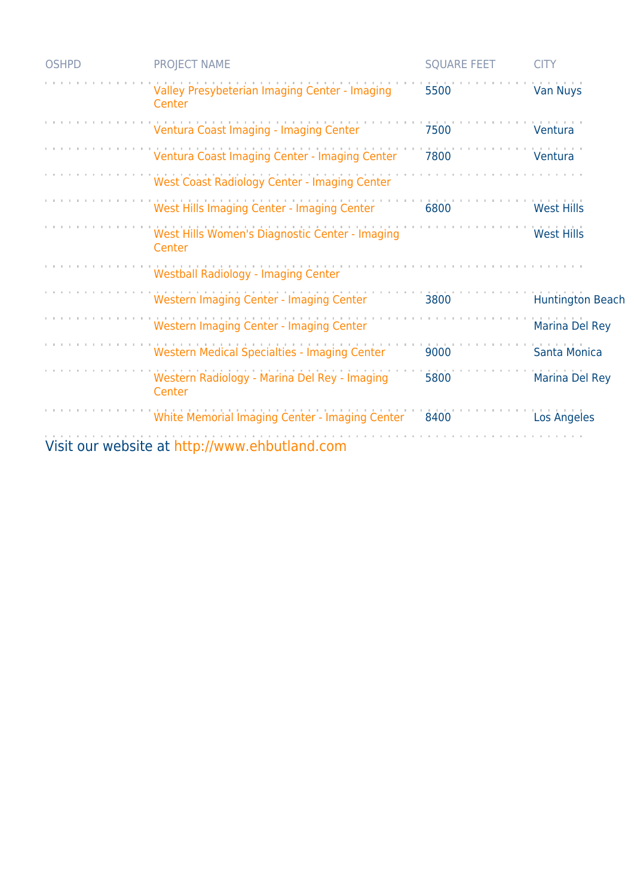| OSHPD | PROJECT NAME | SQUARE FEET | CITY |
|---|---|---|---|
| | Valley Presybeterian Imaging Center - Imaging Center | 5500 | Van Nuys |
| | Ventura Coast Imaging - Imaging Center | 7500 | Ventura |
| | Ventura Coast Imaging Center - Imaging Center | 7800 | Ventura |
| | West Coast Radiology Center - Imaging Center | | |
| | West Hills Imaging Center - Imaging Center | 6800 | West Hills |
| | West Hills Women's Diagnostic Center - Imaging Center | | West Hills |
| | Westball Radiology - Imaging Center | | |
| | Western Imaging Center - Imaging Center | 3800 | Huntington Beach |
| | Western Imaging Center - Imaging Center | | Marina Del Rey |
| | Western Medical Specialties - Imaging Center | 9000 | Santa Monica |
| | Western Radiology - Marina Del Rey - Imaging Center | 5800 | Marina Del Rey |
| | White Memorial Imaging Center - Imaging Center | 8400 | Los Angeles |

Visit our website at http://www.ehbutland.com